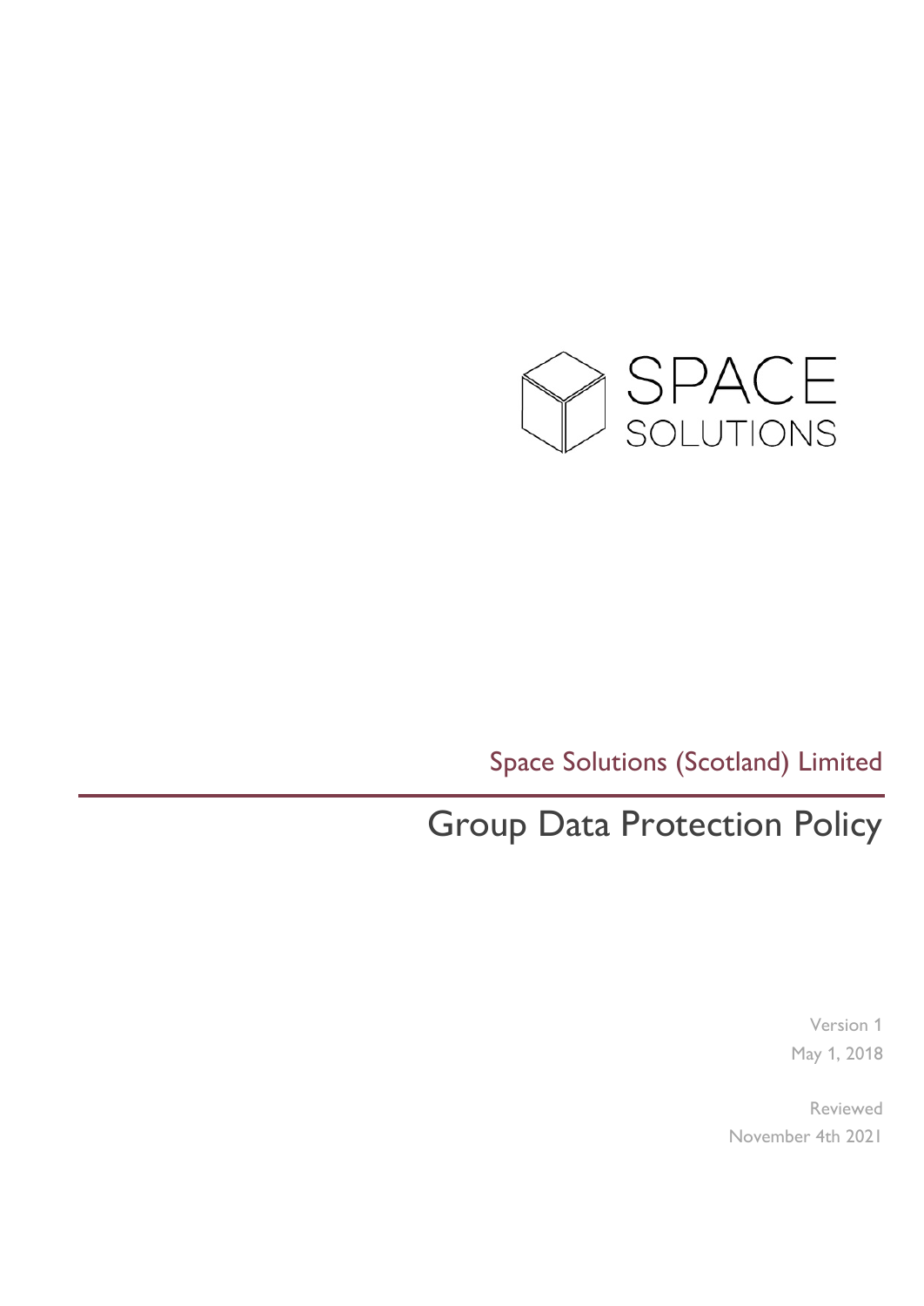SPACE
SOLUTIONS

Space Solutions (Scotland) Limited

# Group Data Protection Policy

Version 1
May 1, 2018

Reviewed
November 4th 2021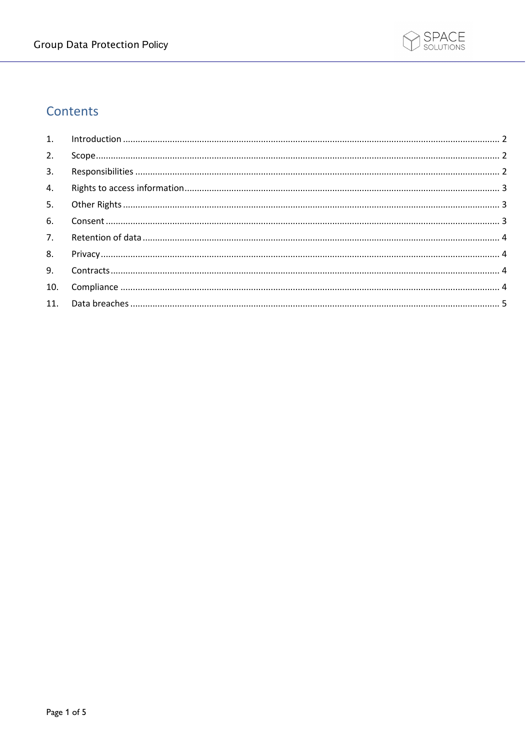## Contents

1. Introduction ........ 2
2. Scope ........ 2
3. Responsibilities ........ 2
4. Rights to access information ........ 3
5. Other Rights ........ 3
6. Consent ........ 3
7. Retention of data ........ 4
8. Privacy ........ 4
9. Contracts ........ 4
10. Compliance ........ 4
11. Data breaches ........ 5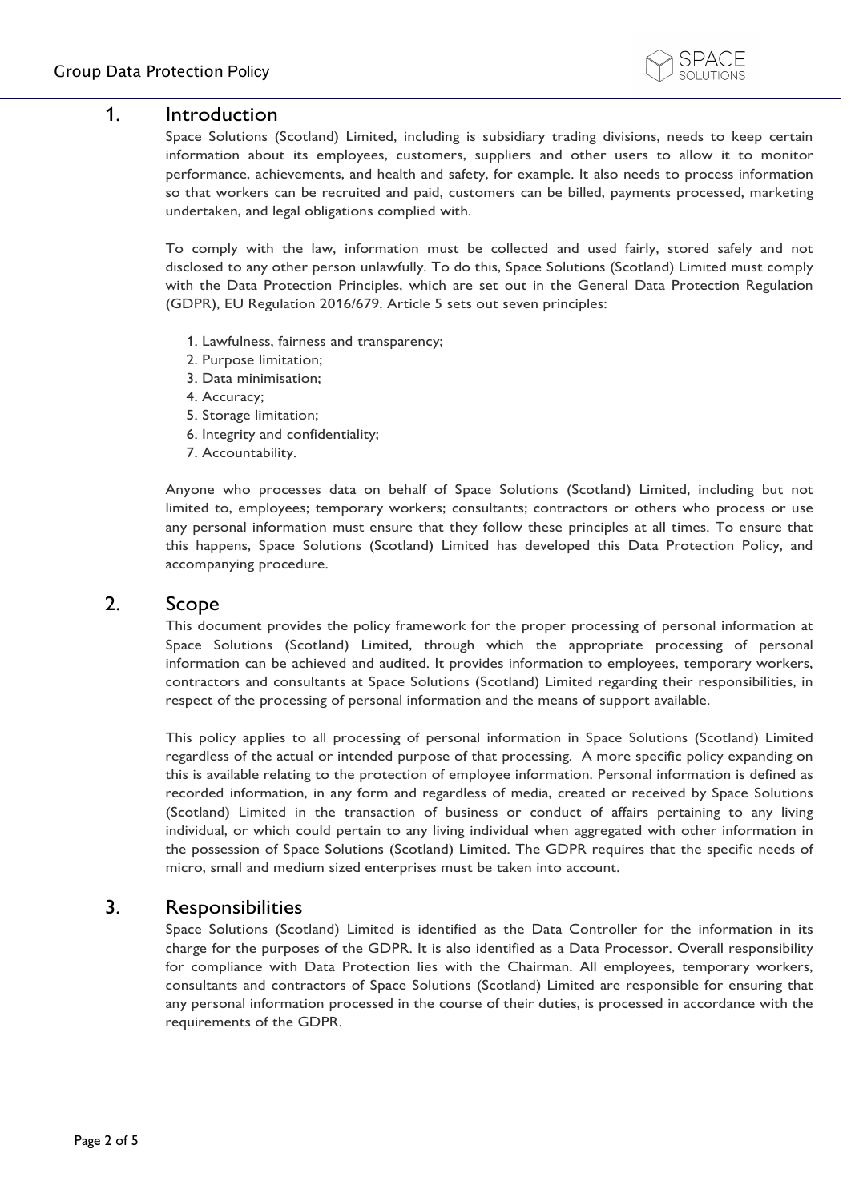## 1. Introduction

Space Solutions (Scotland) Limited, including is subsidiary trading divisions, needs to keep certain information about its employees, customers, suppliers and other users to allow it to monitor performance, achievements, and health and safety, for example. It also needs to process information so that workers can be recruited and paid, customers can be billed, payments processed, marketing undertaken, and legal obligations complied with.

To comply with the law, information must be collected and used fairly, stored safely and not disclosed to any other person unlawfully. To do this, Space Solutions (Scotland) Limited must comply with the Data Protection Principles, which are set out in the General Data Protection Regulation (GDPR), EU Regulation 2016/679. Article 5 sets out seven principles:

1. Lawfulness, fairness and transparency;
2. Purpose limitation;
3. Data minimisation;
4. Accuracy;
5. Storage limitation;
6. Integrity and confidentiality;
7. Accountability.

Anyone who processes data on behalf of Space Solutions (Scotland) Limited, including but not limited to, employees; temporary workers; consultants; contractors or others who process or use any personal information must ensure that they follow these principles at all times. To ensure that this happens, Space Solutions (Scotland) Limited has developed this Data Protection Policy, and accompanying procedure.

## 2. Scope

This document provides the policy framework for the proper processing of personal information at Space Solutions (Scotland) Limited, through which the appropriate processing of personal information can be achieved and audited. It provides information to employees, temporary workers, contractors and consultants at Space Solutions (Scotland) Limited regarding their responsibilities, in respect of the processing of personal information and the means of support available.

This policy applies to all processing of personal information in Space Solutions (Scotland) Limited regardless of the actual or intended purpose of that processing. A more specific policy expanding on this is available relating to the protection of employee information. Personal information is defined as recorded information, in any form and regardless of media, created or received by Space Solutions (Scotland) Limited in the transaction of business or conduct of affairs pertaining to any living individual, or which could pertain to any living individual when aggregated with other information in the possession of Space Solutions (Scotland) Limited. The GDPR requires that the specific needs of micro, small and medium sized enterprises must be taken into account.

## 3. Responsibilities

Space Solutions (Scotland) Limited is identified as the Data Controller for the information in its charge for the purposes of the GDPR. It is also identified as a Data Processor. Overall responsibility for compliance with Data Protection lies with the Chairman. All employees, temporary workers, consultants and contractors of Space Solutions (Scotland) Limited are responsible for ensuring that any personal information processed in the course of their duties, is processed in accordance with the requirements of the GDPR.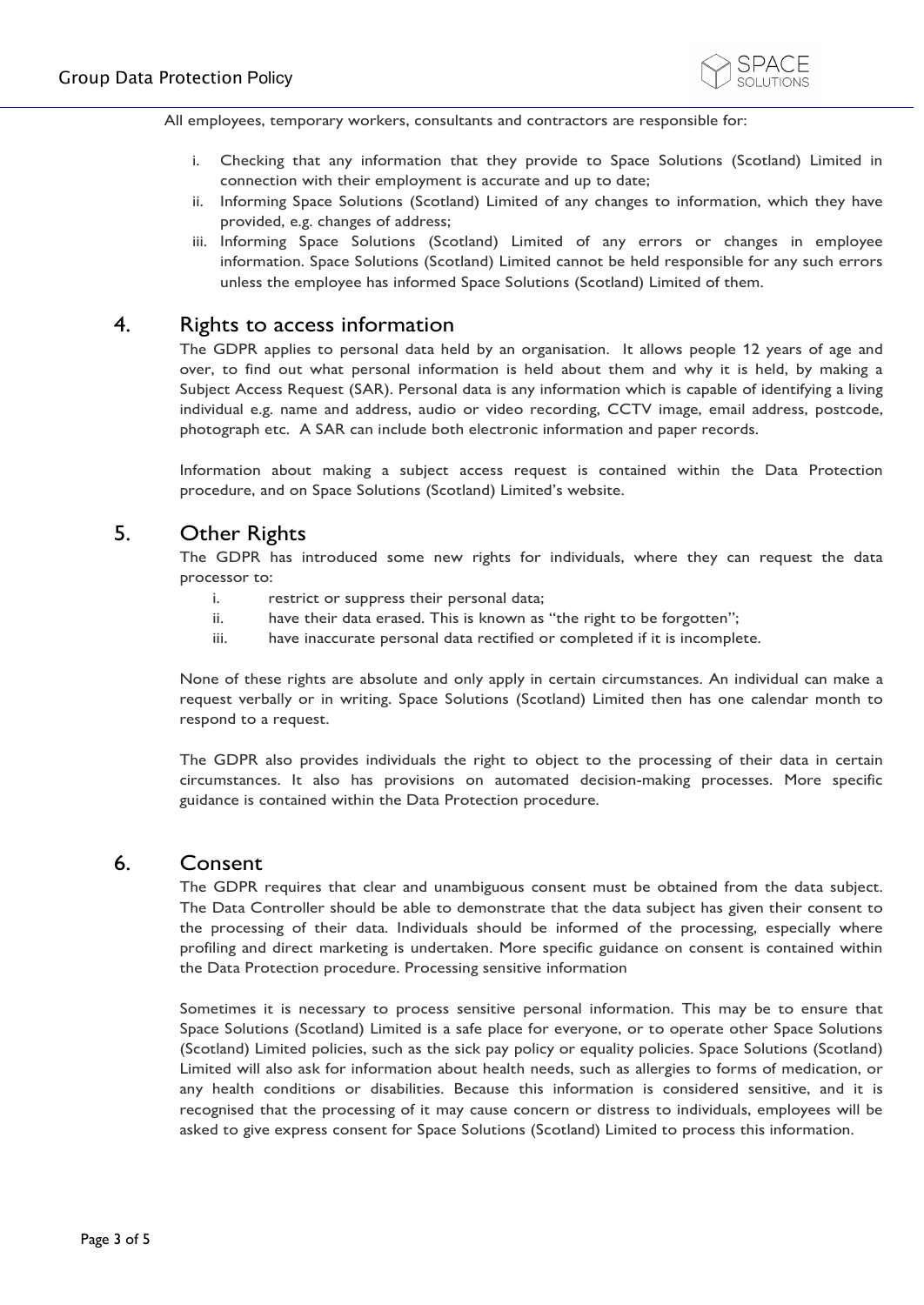All employees, temporary workers, consultants and contractors are responsible for:

- i. Checking that any information that they provide to Space Solutions (Scotland) Limited in connection with their employment is accurate and up to date;
- ii. Informing Space Solutions (Scotland) Limited of any changes to information, which they have provided, e.g. changes of address;
- iii. Informing Space Solutions (Scotland) Limited of any errors or changes in employee information. Space Solutions (Scotland) Limited cannot be held responsible for any such errors unless the employee has informed Space Solutions (Scotland) Limited of them.

## 4. Rights to access information

The GDPR applies to personal data held by an organisation. It allows people 12 years of age and over, to find out what personal information is held about them and why it is held, by making a Subject Access Request (SAR). Personal data is any information which is capable of identifying a living individual e.g. name and address, audio or video recording, CCTV image, email address, postcode, photograph etc. A SAR can include both electronic information and paper records.

Information about making a subject access request is contained within the Data Protection procedure, and on Space Solutions (Scotland) Limited's website.

## 5. Other Rights

The GDPR has introduced some new rights for individuals, where they can request the data processor to:

- i. restrict or suppress their personal data;
- ii. have their data erased. This is known as "the right to be forgotten";
- iii. have inaccurate personal data rectified or completed if it is incomplete.

None of these rights are absolute and only apply in certain circumstances. An individual can make a request verbally or in writing. Space Solutions (Scotland) Limited then has one calendar month to respond to a request.

The GDPR also provides individuals the right to object to the processing of their data in certain circumstances. It also has provisions on automated decision-making processes. More specific guidance is contained within the Data Protection procedure.

## 6. Consent

The GDPR requires that clear and unambiguous consent must be obtained from the data subject. The Data Controller should be able to demonstrate that the data subject has given their consent to the processing of their data. Individuals should be informed of the processing, especially where profiling and direct marketing is undertaken. More specific guidance on consent is contained within the Data Protection procedure. Processing sensitive information

Sometimes it is necessary to process sensitive personal information. This may be to ensure that Space Solutions (Scotland) Limited is a safe place for everyone, or to operate other Space Solutions (Scotland) Limited policies, such as the sick pay policy or equality policies. Space Solutions (Scotland) Limited will also ask for information about health needs, such as allergies to forms of medication, or any health conditions or disabilities. Because this information is considered sensitive, and it is recognised that the processing of it may cause concern or distress to individuals, employees will be asked to give express consent for Space Solutions (Scotland) Limited to process this information.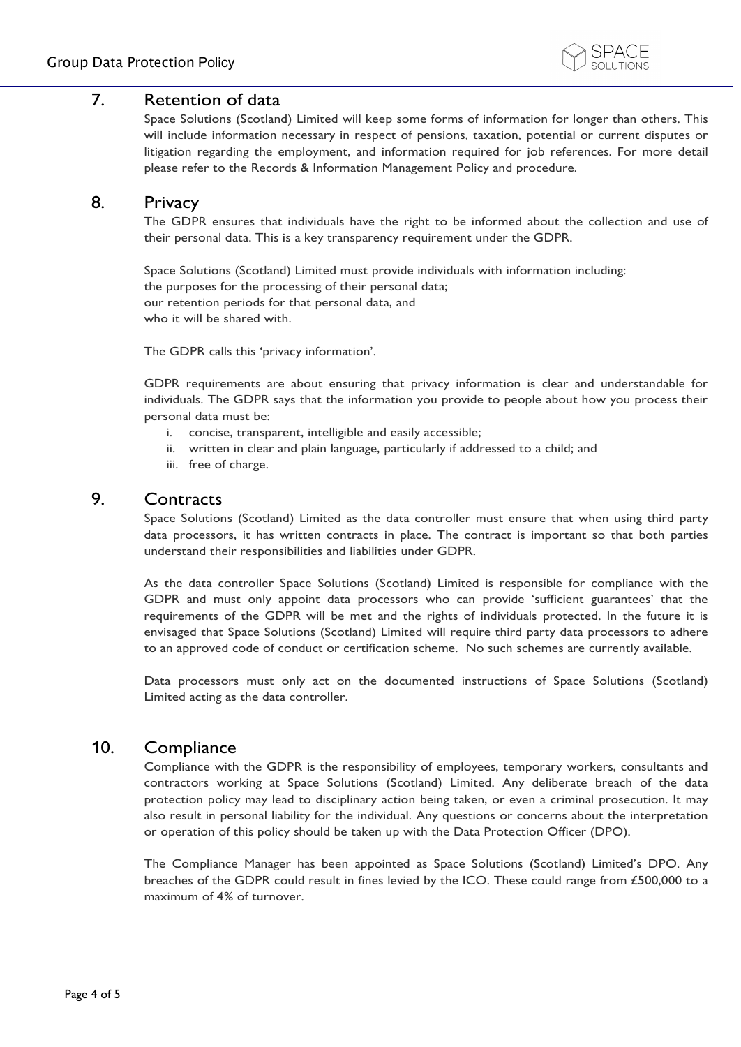## 7. Retention of data

Space Solutions (Scotland) Limited will keep some forms of information for longer than others. This will include information necessary in respect of pensions, taxation, potential or current disputes or litigation regarding the employment, and information required for job references. For more detail please refer to the Records & Information Management Policy and procedure.

## 8. Privacy

The GDPR ensures that individuals have the right to be informed about the collection and use of their personal data. This is a key transparency requirement under the GDPR.

Space Solutions (Scotland) Limited must provide individuals with information including:
the purposes for the processing of their personal data;
our retention periods for that personal data, and
who it will be shared with.

The GDPR calls this 'privacy information'.

GDPR requirements are about ensuring that privacy information is clear and understandable for individuals. The GDPR says that the information you provide to people about how you process their personal data must be:

i. concise, transparent, intelligible and easily accessible;
ii. written in clear and plain language, particularly if addressed to a child; and
iii. free of charge.

## 9. Contracts

Space Solutions (Scotland) Limited as the data controller must ensure that when using third party data processors, it has written contracts in place. The contract is important so that both parties understand their responsibilities and liabilities under GDPR.

As the data controller Space Solutions (Scotland) Limited is responsible for compliance with the GDPR and must only appoint data processors who can provide 'sufficient guarantees' that the requirements of the GDPR will be met and the rights of individuals protected. In the future it is envisaged that Space Solutions (Scotland) Limited will require third party data processors to adhere to an approved code of conduct or certification scheme. No such schemes are currently available.

Data processors must only act on the documented instructions of Space Solutions (Scotland) Limited acting as the data controller.

## 10. Compliance

Compliance with the GDPR is the responsibility of employees, temporary workers, consultants and contractors working at Space Solutions (Scotland) Limited. Any deliberate breach of the data protection policy may lead to disciplinary action being taken, or even a criminal prosecution. It may also result in personal liability for the individual. Any questions or concerns about the interpretation or operation of this policy should be taken up with the Data Protection Officer (DPO).

The Compliance Manager has been appointed as Space Solutions (Scotland) Limited's DPO. Any breaches of the GDPR could result in fines levied by the ICO. These could range from £500,000 to a maximum of 4% of turnover.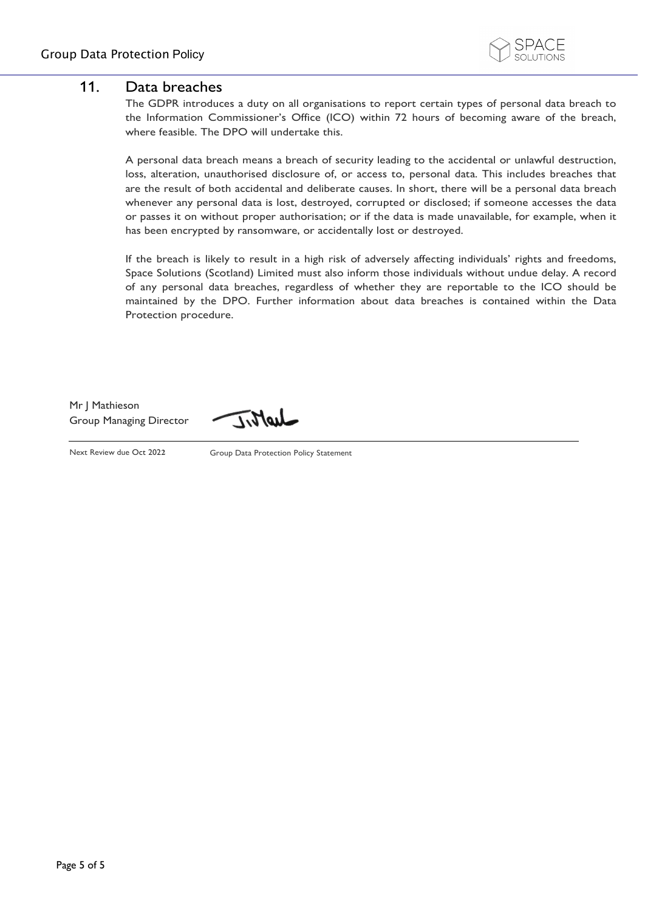## 11. Data breaches

The GDPR introduces a duty on all organisations to report certain types of personal data breach to the Information Commissioner's Office (ICO) within 72 hours of becoming aware of the breach, where feasible. The DPO will undertake this.

A personal data breach means a breach of security leading to the accidental or unlawful destruction, loss, alteration, unauthorised disclosure of, or access to, personal data. This includes breaches that are the result of both accidental and deliberate causes. In short, there will be a personal data breach whenever any personal data is lost, destroyed, corrupted or disclosed; if someone accesses the data or passes it on without proper authorisation; or if the data is made unavailable, for example, when it has been encrypted by ransomware, or accidentally lost or destroyed.

If the breach is likely to result in a high risk of adversely affecting individuals' rights and freedoms, Space Solutions (Scotland) Limited must also inform those individuals without undue delay. A record of any personal data breaches, regardless of whether they are reportable to the ICO should be maintained by the DPO. Further information about data breaches is contained within the Data Protection procedure.

Mr J Mathieson
Group Managing Director

Next Review due Oct 2022 Group Data Protection Policy Statement